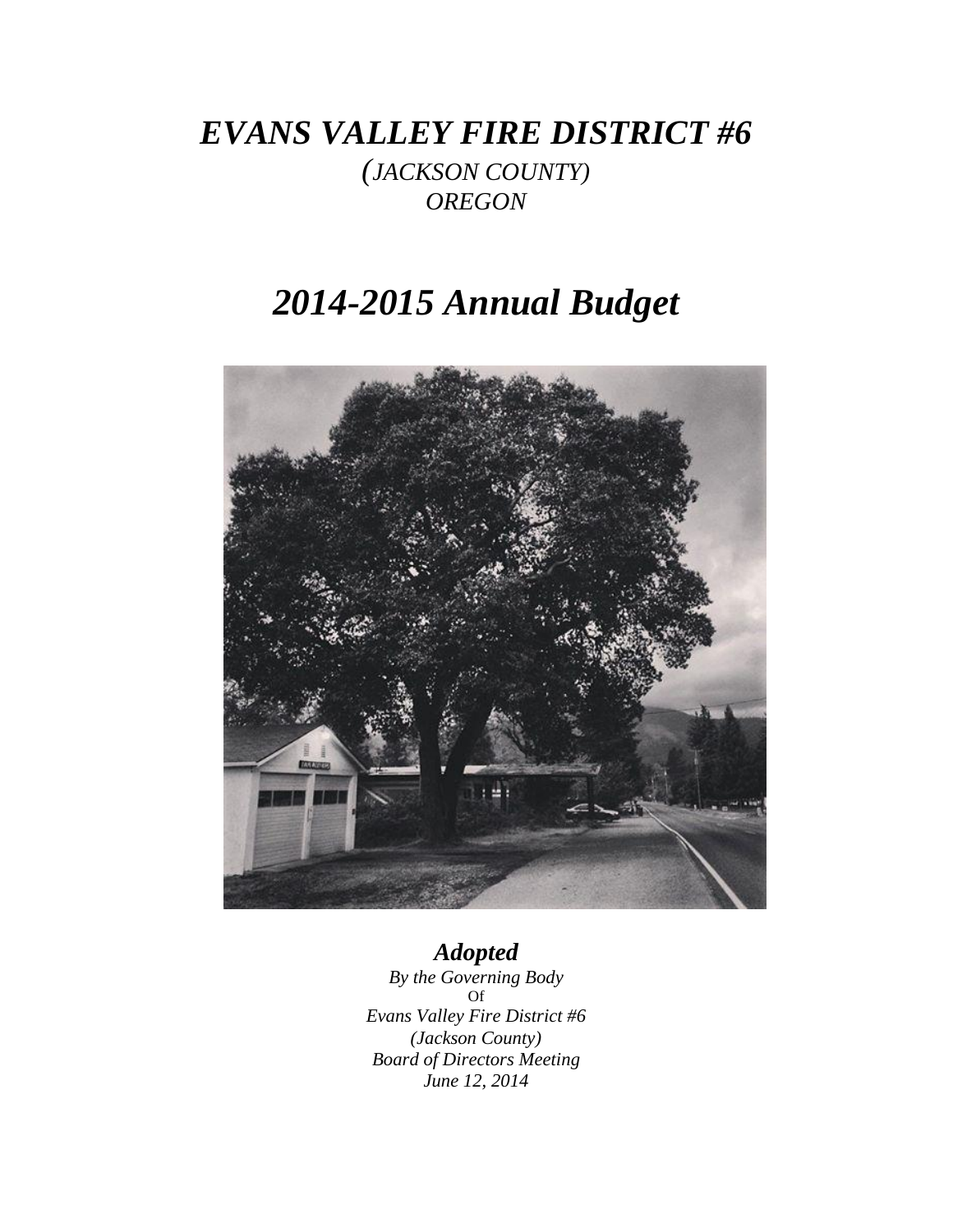# *EVANS VALLEY FIRE DISTRICT #6*

*(JACKSON COUNTY)*
*OREGON*

# *2014-2015 Annual Budget*

***Adopted***

*By the Governing Body*
Of
*Evans Valley Fire District #6*
*(Jackson County)*
*Board of Directors Meeting*
*June 12, 2014*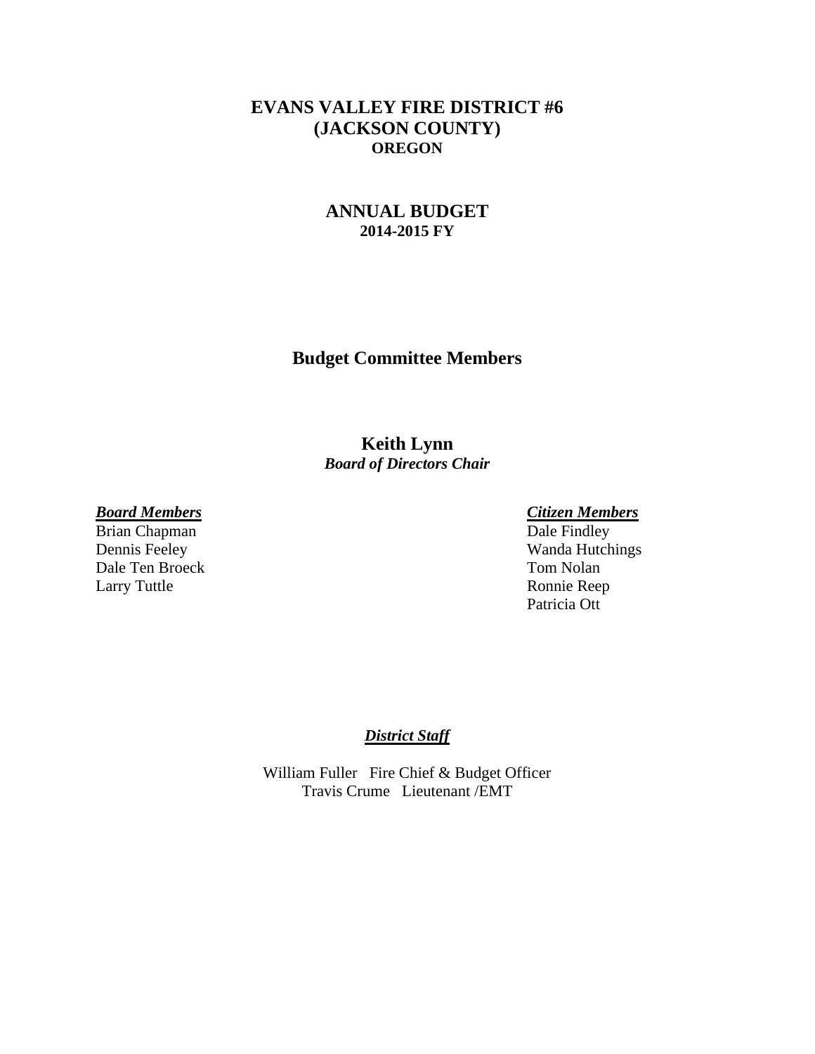# EVANS VALLEY FIRE DISTRICT #6
# (JACKSON COUNTY)
## OREGON

## ANNUAL BUDGET
### 2014-2015 FY

## Budget Committee Members

**Keith Lynn**
***Board of Directors Chair***

***Board Members***
Brian Chapman
Dennis Feeley
Dale Ten Broeck
Larry Tuttle

***Citizen Members***
Dale Findley
Wanda Hutchings
Tom Nolan
Ronnie Reep
Patricia Ott

***District Staff***

William Fuller   Fire Chief & Budget Officer
Travis Crume   Lieutenant /EMT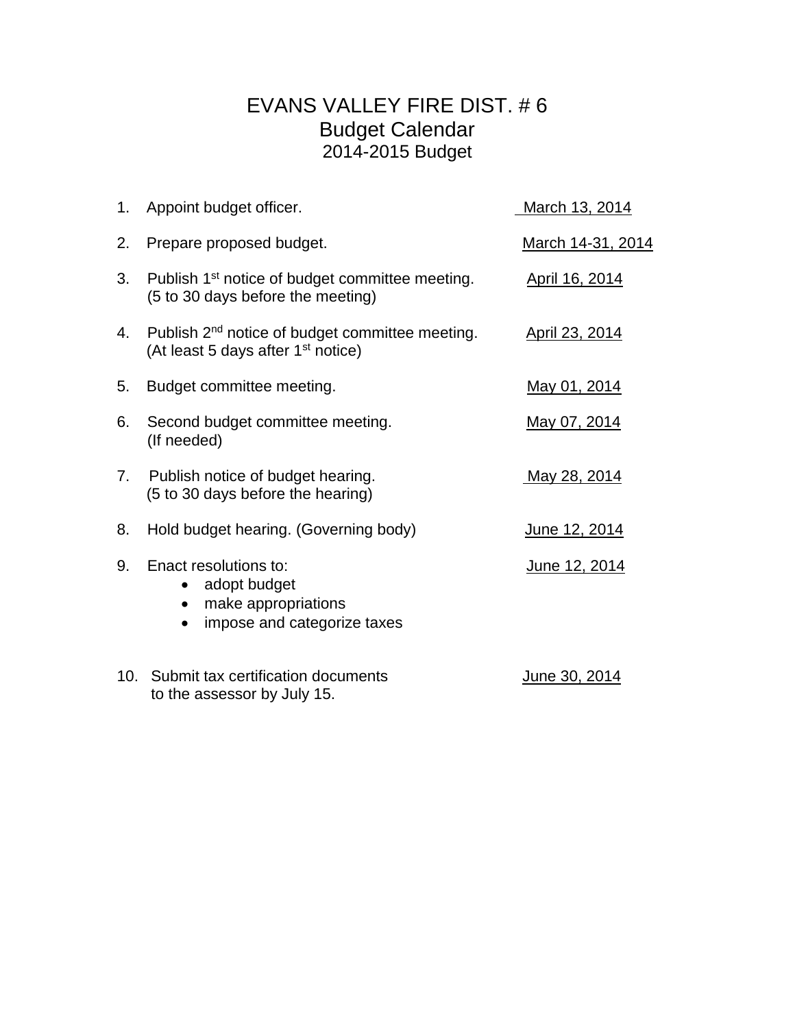# EVANS VALLEY FIRE DIST. # 6

## Budget Calendar

### 2014-2015 Budget

1. Appoint budget officer. March 13, 2014

2. Prepare proposed budget. March 14-31, 2014

3. Publish 1st notice of budget committee meeting. April 16, 2014
   (5 to 30 days before the meeting)

4. Publish 2nd notice of budget committee meeting. April 23, 2014
   (At least 5 days after 1st notice)

5. Budget committee meeting. May 01, 2014

6. Second budget committee meeting. May 07, 2014
   (If needed)

7. Publish notice of budget hearing. May 28, 2014
   (5 to 30 days before the hearing)

8. Hold budget hearing. (Governing body) June 12, 2014

9. Enact resolutions to: June 12, 2014
   - adopt budget
   - make appropriations
   - impose and categorize taxes

10. Submit tax certification documents June 30, 2014
    to the assessor by July 15.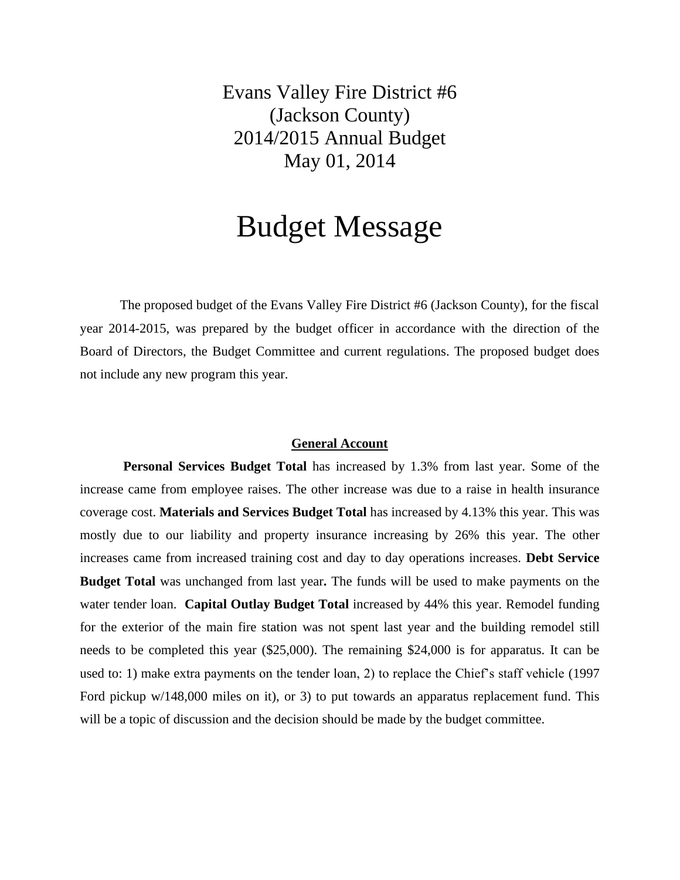# Evans Valley Fire District #6
# (Jackson County)
# 2014/2015 Annual Budget
# May 01, 2014

# Budget Message

The proposed budget of the Evans Valley Fire District #6 (Jackson County), for the fiscal year 2014-2015, was prepared by the budget officer in accordance with the direction of the Board of Directors, the Budget Committee and current regulations. The proposed budget does not include any new program this year.

## General Account

**Personal Services Budget Total** has increased by 1.3% from last year. Some of the increase came from employee raises. The other increase was due to a raise in health insurance coverage cost. **Materials and Services Budget Total** has increased by 4.13% this year. This was mostly due to our liability and property insurance increasing by 26% this year. The other increases came from increased training cost and day to day operations increases. **Debt Service Budget Total** was unchanged from last year**.** The funds will be used to make payments on the water tender loan. **Capital Outlay Budget Total** increased by 44% this year. Remodel funding for the exterior of the main fire station was not spent last year and the building remodel still needs to be completed this year ($25,000). The remaining $24,000 is for apparatus. It can be used to: 1) make extra payments on the tender loan, 2) to replace the Chief's staff vehicle (1997 Ford pickup w/148,000 miles on it), or 3) to put towards an apparatus replacement fund. This will be a topic of discussion and the decision should be made by the budget committee.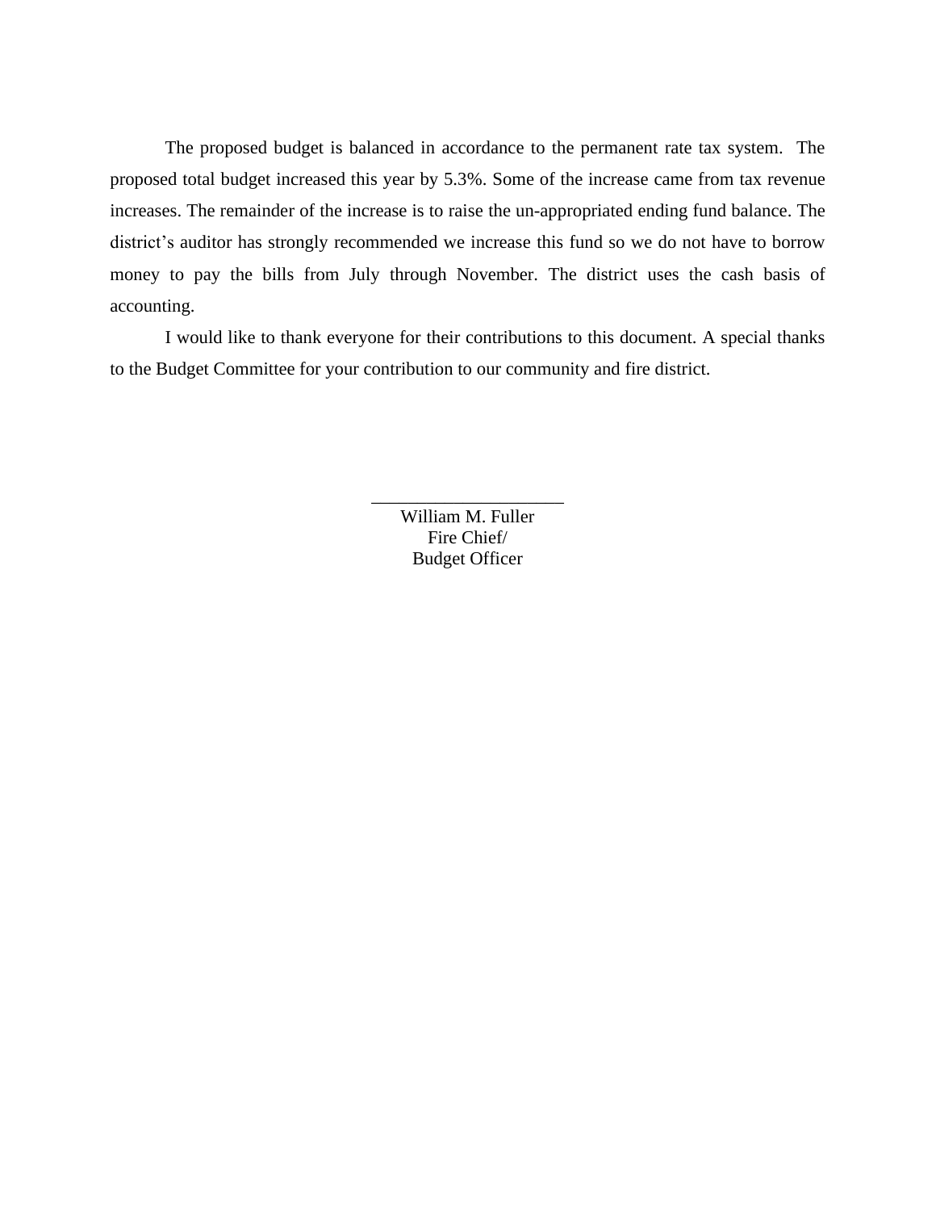The proposed budget is balanced in accordance to the permanent rate tax system. The proposed total budget increased this year by 5.3%. Some of the increase came from tax revenue increases. The remainder of the increase is to raise the un-appropriated ending fund balance. The district's auditor has strongly recommended we increase this fund so we do not have to borrow money to pay the bills from July through November. The district uses the cash basis of accounting.

I would like to thank everyone for their contributions to this document. A special thanks to the Budget Committee for your contribution to our community and fire district.

_____________________

William M. Fuller
Fire Chief/
Budget Officer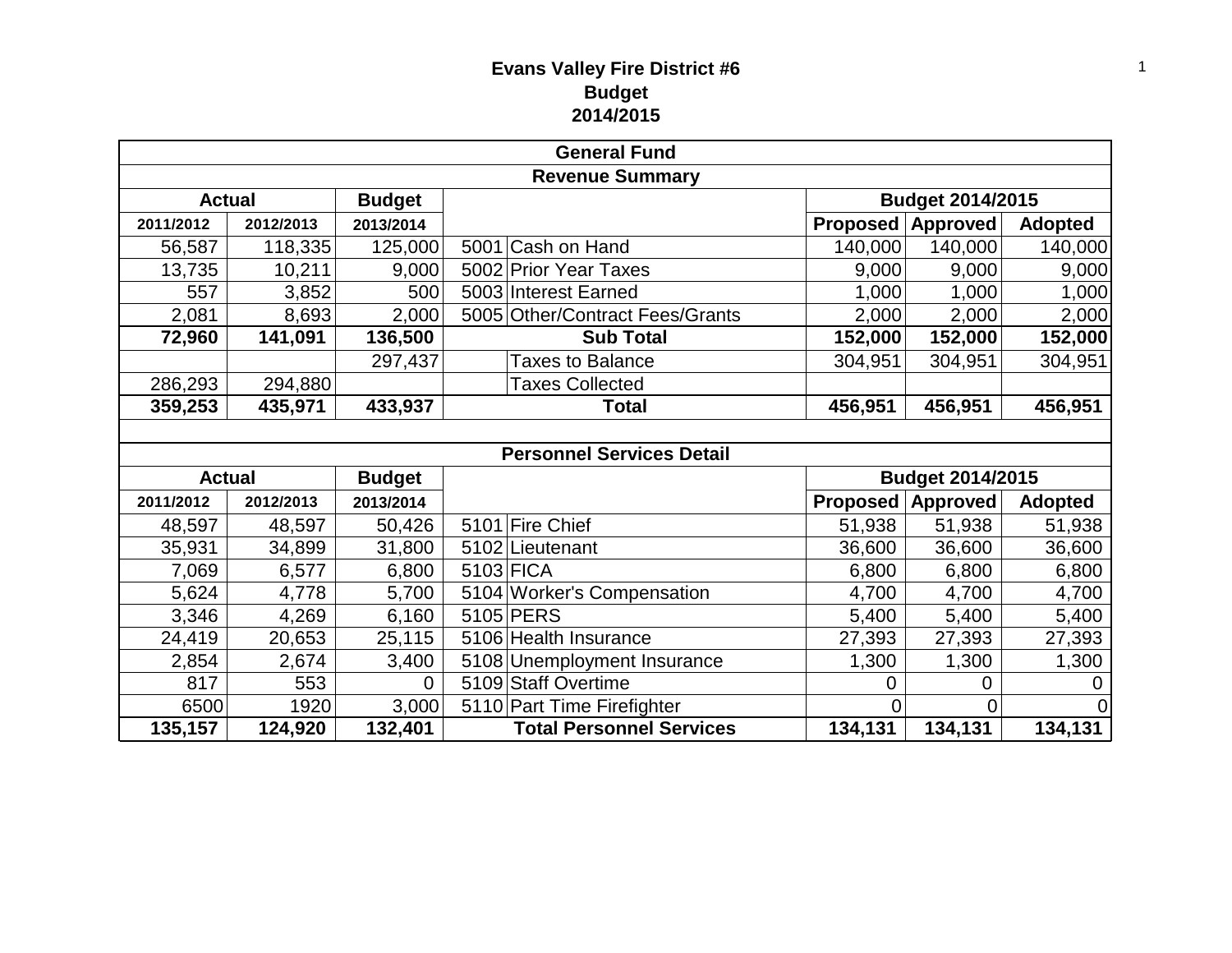# Evans Valley Fire District #6
## Budget
## 2014/2015

| General Fund | | | | | | | |
|---|---|---|---|---|---|---|---|
| **Revenue Summary** | | | | | | | |
| **Actual** | | **Budget** | | | **Budget 2014/2015** | | |
| **2011/2012** | **2012/2013** | **2013/2014** | | | **Proposed** | **Approved** | **Adopted** |
| 56,587 | 118,335 | 125,000 | 5001 | Cash on Hand | 140,000 | 140,000 | 140,000 |
| 13,735 | 10,211 | 9,000 | 5002 | Prior Year Taxes | 9,000 | 9,000 | 9,000 |
| 557 | 3,852 | 500 | 5003 | Interest Earned | 1,000 | 1,000 | 1,000 |
| 2,081 | 8,693 | 2,000 | 5005 | Other/Contract Fees/Grants | 2,000 | 2,000 | 2,000 |
| **72,960** | **141,091** | **136,500** | | **Sub Total** | **152,000** | **152,000** | **152,000** |
| | | 297,437 | | Taxes to Balance | 304,951 | 304,951 | 304,951 |
| 286,293 | 294,880 | | | Taxes Collected | | | |
| **359,253** | **435,971** | **433,937** | | **Total** | **456,951** | **456,951** | **456,951** |

| Personnel Services Detail | | | | | | | |
|---|---|---|---|---|---|---|---|
| **Actual** | | **Budget** | | | **Budget 2014/2015** | | |
| **2011/2012** | **2012/2013** | **2013/2014** | | | **Proposed** | **Approved** | **Adopted** |
| 48,597 | 48,597 | 50,426 | 5101 | Fire Chief | 51,938 | 51,938 | 51,938 |
| 35,931 | 34,899 | 31,800 | 5102 | Lieutenant | 36,600 | 36,600 | 36,600 |
| 7,069 | 6,577 | 6,800 | 5103 | FICA | 6,800 | 6,800 | 6,800 |
| 5,624 | 4,778 | 5,700 | 5104 | Worker's Compensation | 4,700 | 4,700 | 4,700 |
| 3,346 | 4,269 | 6,160 | 5105 | PERS | 5,400 | 5,400 | 5,400 |
| 24,419 | 20,653 | 25,115 | 5106 | Health Insurance | 27,393 | 27,393 | 27,393 |
| 2,854 | 2,674 | 3,400 | 5108 | Unemployment Insurance | 1,300 | 1,300 | 1,300 |
| 817 | 553 | 0 | 5109 | Staff Overtime | 0 | 0 | 0 |
| 6500 | 1920 | 3,000 | 5110 | Part Time Firefighter | 0 | 0 | 0 |
| **135,157** | **124,920** | **132,401** | | **Total Personnel Services** | **134,131** | **134,131** | **134,131** |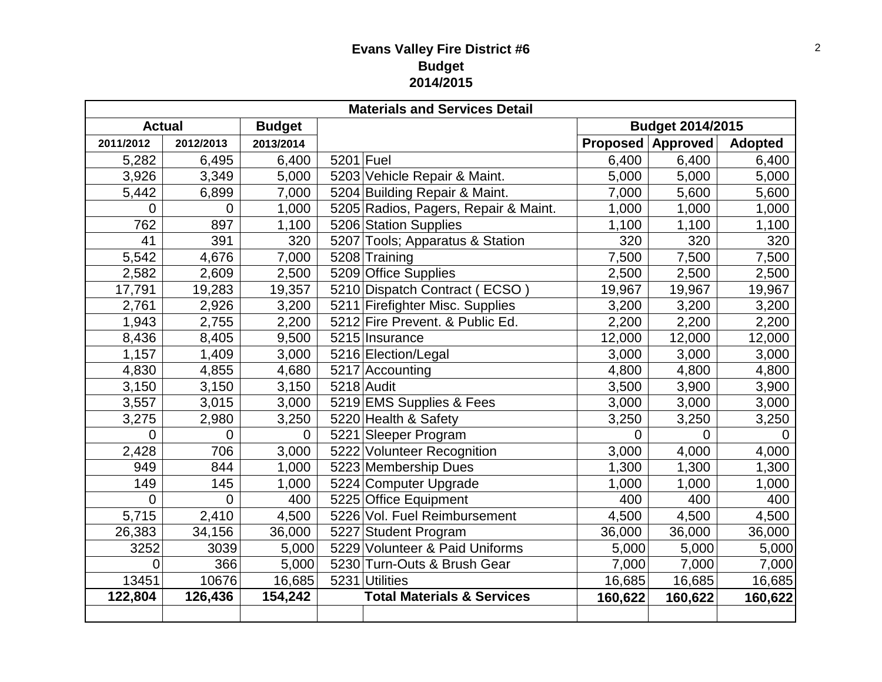**Evans Valley Fire District #6**
**Budget**
**2014/2015**

| Materials and Services Detail | | | | | | | |
|---|---|---|---|---|---|---|---|
| **Actual** | | **Budget** | | | **Budget 2014/2015** | | |
| **2011/2012** | **2012/2013** | **2013/2014** | | | **Proposed** | **Approved** | **Adopted** |
| 5,282 | 6,495 | 6,400 | 5201 | Fuel | 6,400 | 6,400 | 6,400 |
| 3,926 | 3,349 | 5,000 | 5203 | Vehicle Repair & Maint. | 5,000 | 5,000 | 5,000 |
| 5,442 | 6,899 | 7,000 | 5204 | Building Repair & Maint. | 7,000 | 5,600 | 5,600 |
| 0 | 0 | 1,000 | 5205 | Radios, Pagers, Repair & Maint. | 1,000 | 1,000 | 1,000 |
| 762 | 897 | 1,100 | 5206 | Station Supplies | 1,100 | 1,100 | 1,100 |
| 41 | 391 | 320 | 5207 | Tools; Apparatus & Station | 320 | 320 | 320 |
| 5,542 | 4,676 | 7,000 | 5208 | Training | 7,500 | 7,500 | 7,500 |
| 2,582 | 2,609 | 2,500 | 5209 | Office Supplies | 2,500 | 2,500 | 2,500 |
| 17,791 | 19,283 | 19,357 | 5210 | Dispatch Contract ( ECSO ) | 19,967 | 19,967 | 19,967 |
| 2,761 | 2,926 | 3,200 | 5211 | Firefighter Misc. Supplies | 3,200 | 3,200 | 3,200 |
| 1,943 | 2,755 | 2,200 | 5212 | Fire Prevent. & Public Ed. | 2,200 | 2,200 | 2,200 |
| 8,436 | 8,405 | 9,500 | 5215 | Insurance | 12,000 | 12,000 | 12,000 |
| 1,157 | 1,409 | 3,000 | 5216 | Election/Legal | 3,000 | 3,000 | 3,000 |
| 4,830 | 4,855 | 4,680 | 5217 | Accounting | 4,800 | 4,800 | 4,800 |
| 3,150 | 3,150 | 3,150 | 5218 | Audit | 3,500 | 3,900 | 3,900 |
| 3,557 | 3,015 | 3,000 | 5219 | EMS Supplies & Fees | 3,000 | 3,000 | 3,000 |
| 3,275 | 2,980 | 3,250 | 5220 | Health & Safety | 3,250 | 3,250 | 3,250 |
| 0 | 0 | 0 | 5221 | Sleeper Program | 0 | 0 | 0 |
| 2,428 | 706 | 3,000 | 5222 | Volunteer Recognition | 3,000 | 4,000 | 4,000 |
| 949 | 844 | 1,000 | 5223 | Membership Dues | 1,300 | 1,300 | 1,300 |
| 149 | 145 | 1,000 | 5224 | Computer Upgrade | 1,000 | 1,000 | 1,000 |
| 0 | 0 | 400 | 5225 | Office Equipment | 400 | 400 | 400 |
| 5,715 | 2,410 | 4,500 | 5226 | Vol. Fuel Reimbursement | 4,500 | 4,500 | 4,500 |
| 26,383 | 34,156 | 36,000 | 5227 | Student Program | 36,000 | 36,000 | 36,000 |
| 3252 | 3039 | 5,000 | 5229 | Volunteer & Paid Uniforms | 5,000 | 5,000 | 5,000 |
| 0 | 366 | 5,000 | 5230 | Turn-Outs & Brush Gear | 7,000 | 7,000 | 7,000 |
| 13451 | 10676 | 16,685 | 5231 | Utilities | 16,685 | 16,685 | 16,685 |
| **122,804** | **126,436** | **154,242** | | **Total Materials & Services** | **160,622** | **160,622** | **160,622** |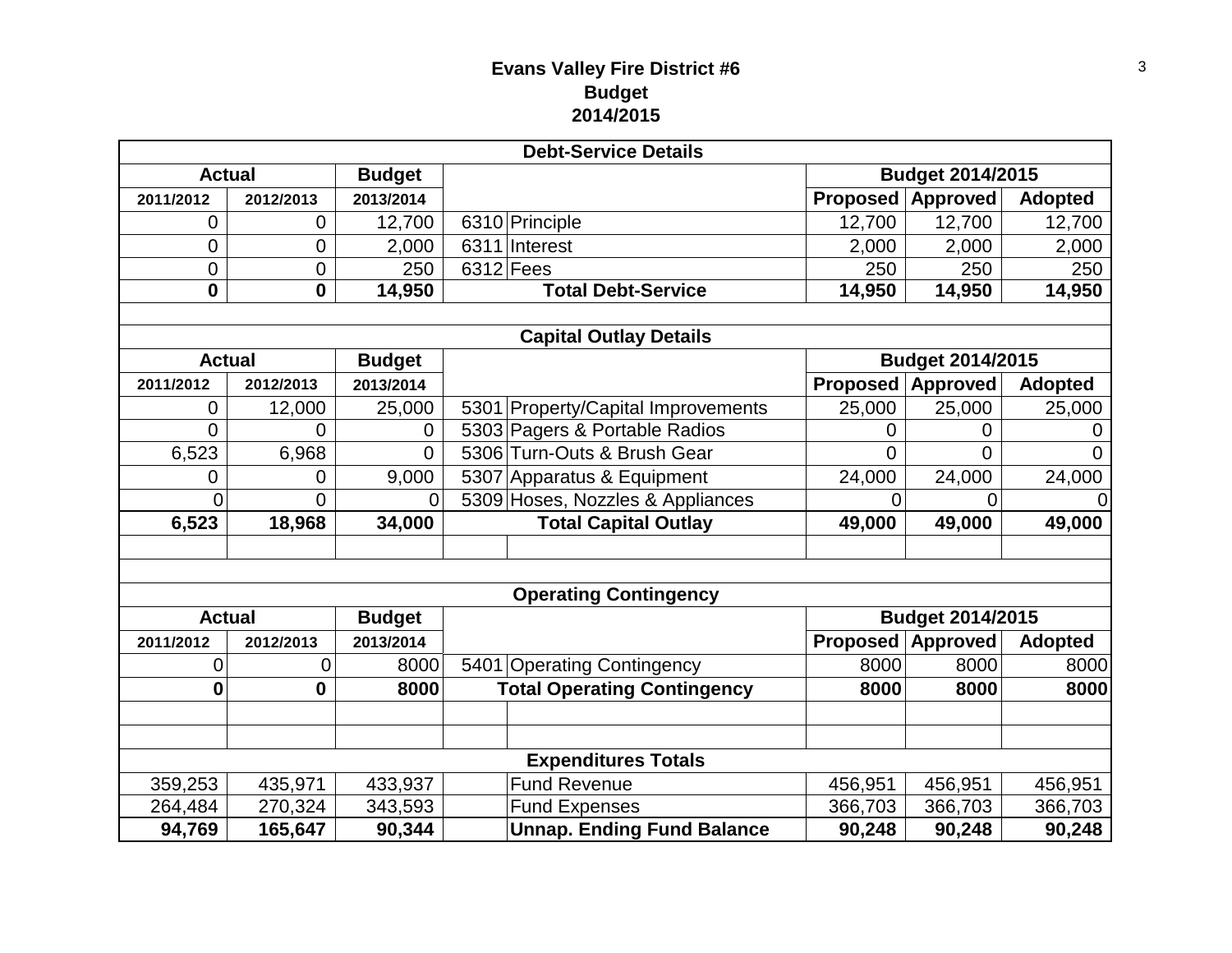# Evans Valley Fire District #6
## Budget
## 2014/2015

| Debt-Service Details | | | | | | | |
|---|---|---|---|---|---|---|---|
| Actual | | Budget | | | Budget 2014/2015 | | |
| 2011/2012 | 2012/2013 | 2013/2014 | | | Proposed | Approved | Adopted |
| 0 | 0 | 12,700 | 6310 | Principle | 12,700 | 12,700 | 12,700 |
| 0 | 0 | 2,000 | 6311 | Interest | 2,000 | 2,000 | 2,000 |
| 0 | 0 | 250 | 6312 | Fees | 250 | 250 | 250 |
| **0** | **0** | **14,950** | | **Total Debt-Service** | **14,950** | **14,950** | **14,950** |

| Capital Outlay Details | | | | | | | |
|---|---|---|---|---|---|---|---|
| Actual | | Budget | | | Budget 2014/2015 | | |
| 2011/2012 | 2012/2013 | 2013/2014 | | | Proposed | Approved | Adopted |
| 0 | 12,000 | 25,000 | 5301 | Property/Capital Improvements | 25,000 | 25,000 | 25,000 |
| 0 | 0 | 0 | 5303 | Pagers & Portable Radios | 0 | 0 | 0 |
| 6,523 | 6,968 | 0 | 5306 | Turn-Outs & Brush Gear | 0 | 0 | 0 |
| 0 | 0 | 9,000 | 5307 | Apparatus & Equipment | 24,000 | 24,000 | 24,000 |
| 0 | 0 | 0 | 5309 | Hoses, Nozzles & Appliances | 0 | 0 | 0 |
| **6,523** | **18,968** | **34,000** | | **Total Capital Outlay** | **49,000** | **49,000** | **49,000** |

| Operating Contingency | | | | | | | |
|---|---|---|---|---|---|---|---|
| Actual | | Budget | | | Budget 2014/2015 | | |
| 2011/2012 | 2012/2013 | 2013/2014 | | | Proposed | Approved | Adopted |
| 0 | 0 | 8000 | 5401 | Operating Contingency | 8000 | 8000 | 8000 |
| **0** | **0** | **8000** | | **Total Operating Contingency** | **8000** | **8000** | **8000** |

| Expenditures Totals | | | | | | | |
|---|---|---|---|---|---|---|---|
| 359,253 | 435,971 | 433,937 | | Fund Revenue | 456,951 | 456,951 | 456,951 |
| 264,484 | 270,324 | 343,593 | | Fund Expenses | 366,703 | 366,703 | 366,703 |
| **94,769** | **165,647** | **90,344** | | **Unnap. Ending Fund Balance** | **90,248** | **90,248** | **90,248** |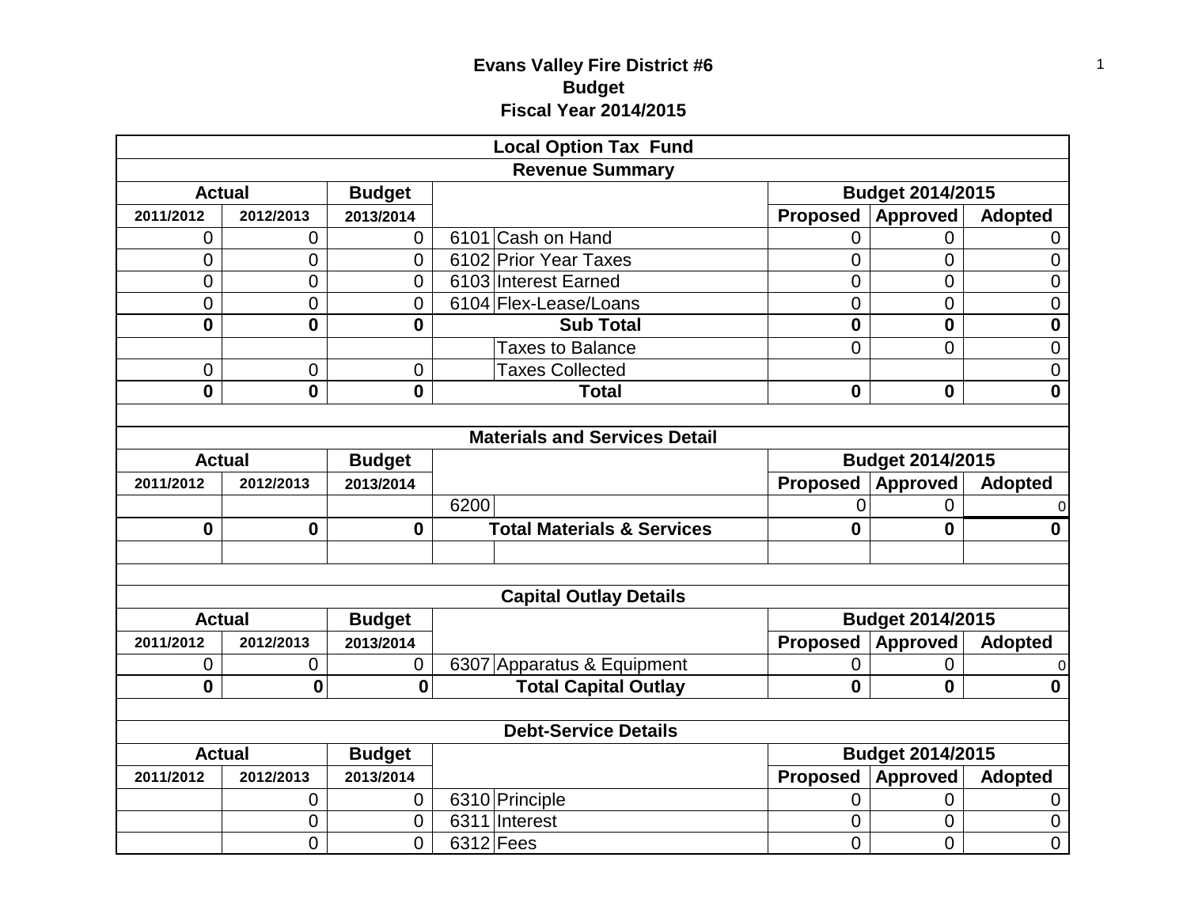**Evans Valley Fire District #6**
**Budget**
**Fiscal Year 2014/2015**

| Local Option Tax Fund | | | | | | | |
|---|---|---|---|---|---|---|---|
| **Revenue Summary** | | | | | | | |
| **Actual** | | **Budget** | | | **Budget 2014/2015** | | |
| **2011/2012** | **2012/2013** | **2013/2014** | | | **Proposed** | **Approved** | **Adopted** |
| 0 | 0 | 0 | 6101 | Cash on Hand | 0 | 0 | 0 |
| 0 | 0 | 0 | 6102 | Prior Year Taxes | 0 | 0 | 0 |
| 0 | 0 | 0 | 6103 | Interest Earned | 0 | 0 | 0 |
| 0 | 0 | 0 | 6104 | Flex-Lease/Loans | 0 | 0 | 0 |
| **0** | **0** | **0** | | **Sub Total** | **0** | **0** | **0** |
| | | | | Taxes to Balance | 0 | 0 | 0 |
| 0 | 0 | 0 | | Taxes Collected | | | 0 |
| **0** | **0** | **0** | | **Total** | **0** | **0** | **0** |

| Materials and Services Detail | | | | | | | |
|---|---|---|---|---|---|---|---|
| **Actual** | | **Budget** | | | **Budget 2014/2015** | | |
| **2011/2012** | **2012/2013** | **2013/2014** | | | **Proposed** | **Approved** | **Adopted** |
| | | | 6200 | | 0 | 0 | 0 |
| **0** | **0** | **0** | | **Total Materials & Services** | **0** | **0** | **0** |

| Capital Outlay Details | | | | | | | |
|---|---|---|---|---|---|---|---|
| **Actual** | | **Budget** | | | **Budget 2014/2015** | | |
| **2011/2012** | **2012/2013** | **2013/2014** | | | **Proposed** | **Approved** | **Adopted** |
| 0 | 0 | 0 | 6307 | Apparatus & Equipment | 0 | 0 | 0 |
| **0** | **0** | **0** | | **Total Capital Outlay** | **0** | **0** | **0** |

| Debt-Service Details | | | | | | | |
|---|---|---|---|---|---|---|---|
| **Actual** | | **Budget** | | | **Budget 2014/2015** | | |
| **2011/2012** | **2012/2013** | **2013/2014** | | | **Proposed** | **Approved** | **Adopted** |
| | 0 | 0 | 6310 | Principle | 0 | 0 | 0 |
| | 0 | 0 | 6311 | Interest | 0 | 0 | 0 |
| | 0 | 0 | 6312 | Fees | 0 | 0 | 0 |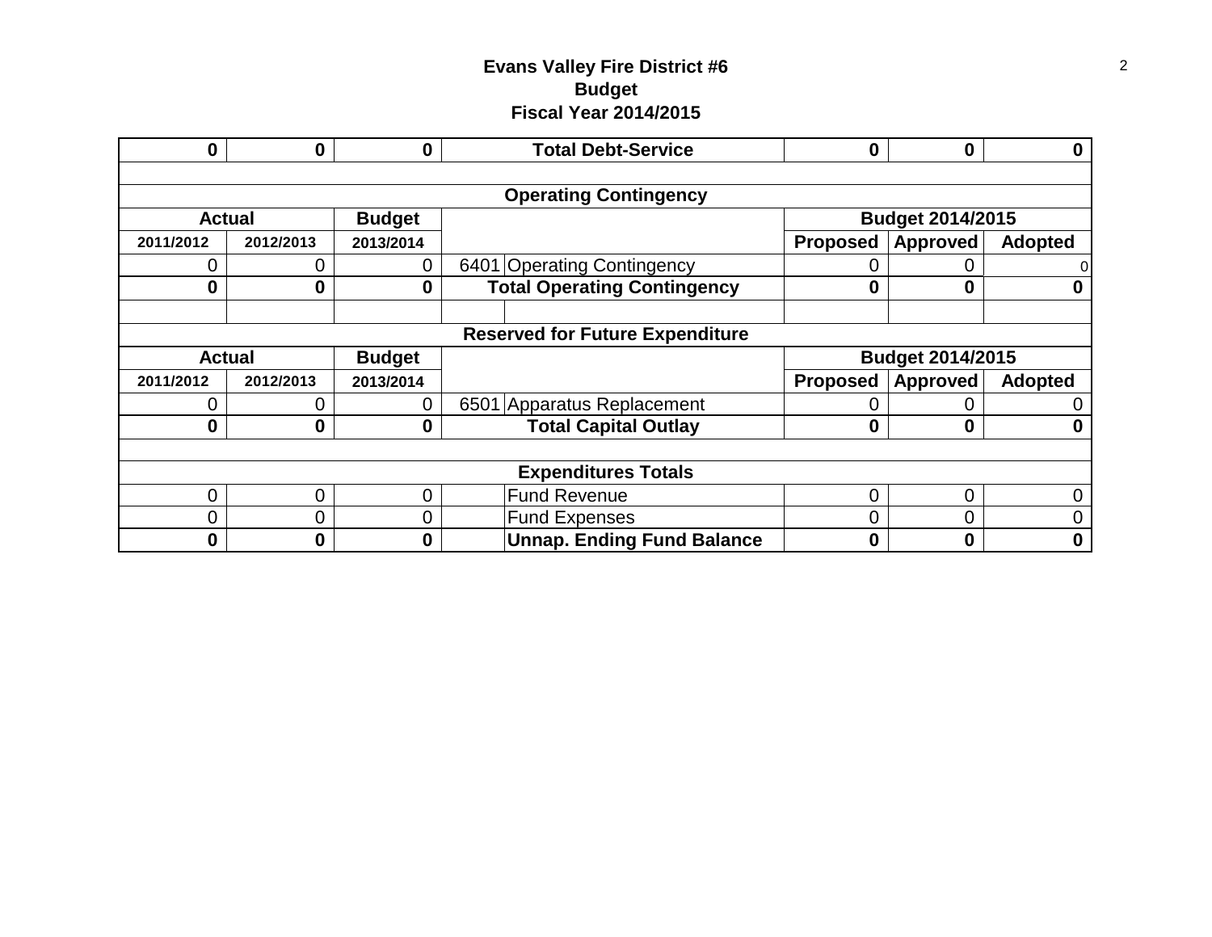**Evans Valley Fire District #6**
**Budget**
**Fiscal Year 2014/2015**

| | | | | | | | |
|---|---|---|---|---|---|---|---|
| **0** | **0** | **0** | **Total Debt-Service** | | **0** | **0** | **0** |
| | | | | | | | |
| **Operating Contingency** | | | | | | | |
| **Actual** | | **Budget** | | | **Budget 2014/2015** | | |
| **2011/2012** | **2012/2013** | **2013/2014** | | | **Proposed** | **Approved** | **Adopted** |
| 0 | 0 | 0 | 6401 | Operating Contingency | 0 | 0 | 0 |
| **0** | **0** | **0** | **Total Operating Contingency** | | **0** | **0** | **0** |
| | | | | | | | |
| **Reserved for Future Expenditure** | | | | | | | |
| **Actual** | | **Budget** | | | **Budget 2014/2015** | | |
| **2011/2012** | **2012/2013** | **2013/2014** | | | **Proposed** | **Approved** | **Adopted** |
| 0 | 0 | 0 | 6501 | Apparatus Replacement | 0 | 0 | 0 |
| **0** | **0** | **0** | **Total Capital Outlay** | | **0** | **0** | **0** |
| | | | | | | | |
| **Expenditures Totals** | | | | | | | |
| 0 | 0 | 0 | | Fund Revenue | 0 | 0 | 0 |
| 0 | 0 | 0 | | Fund Expenses | 0 | 0 | 0 |
| **0** | **0** | **0** | | **Unnap. Ending Fund Balance** | **0** | **0** | **0** |